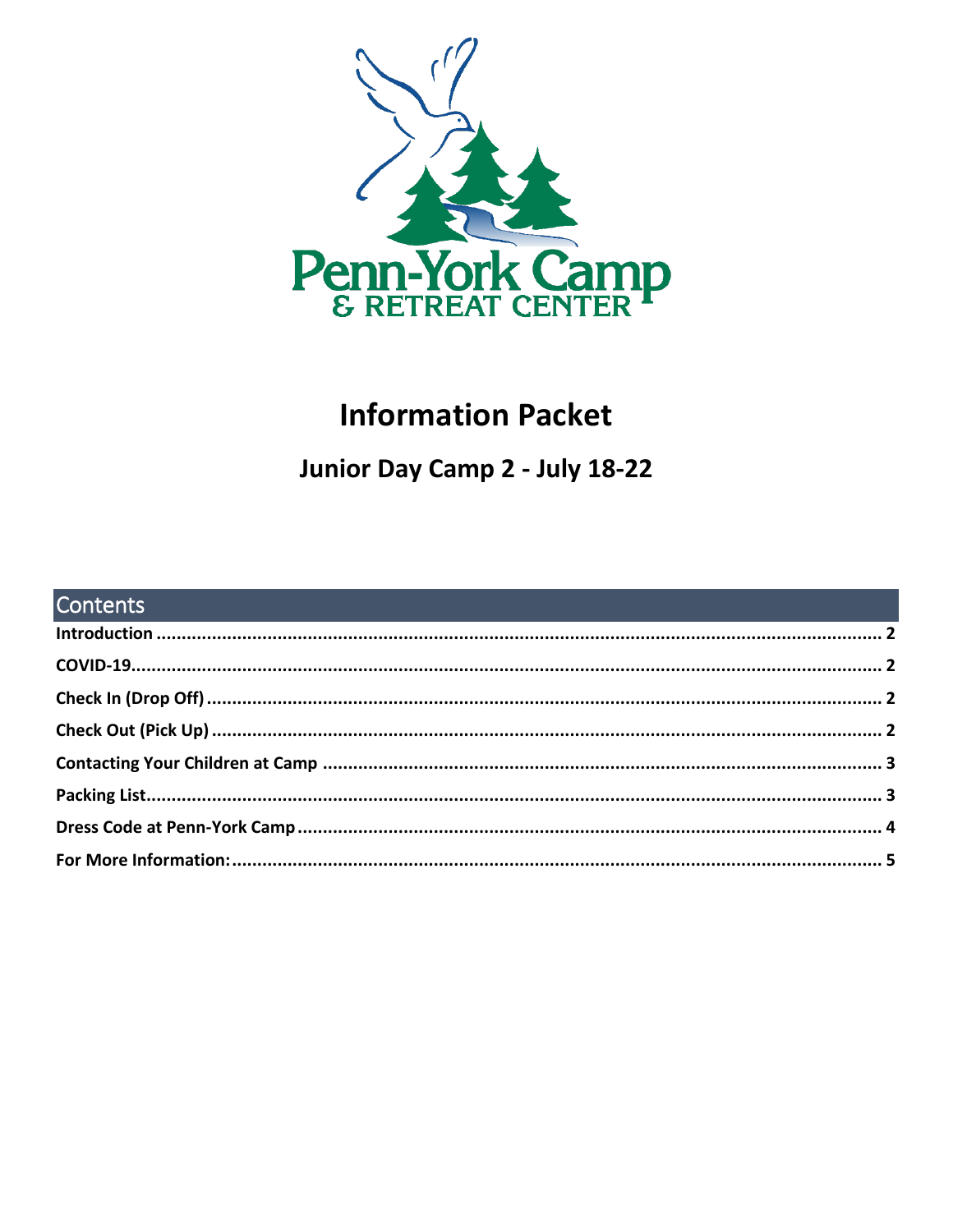Penn-York Camp
& RETREAT CENTER

# Information Packet

## Junior Day Camp 2 - July 18-22

## Contents

**Introduction** ........................................ **2**
**COVID-19**........................................ **2**
**Check In (Drop Off)** ........................................ **2**
**Check Out (Pick Up)** ........................................ **2**
**Contacting Your Children at Camp** ........................................ **3**
**Packing List**........................................ **3**
**Dress Code at Penn-York Camp** ........................................ **4**
**For More Information:**........................................ **5**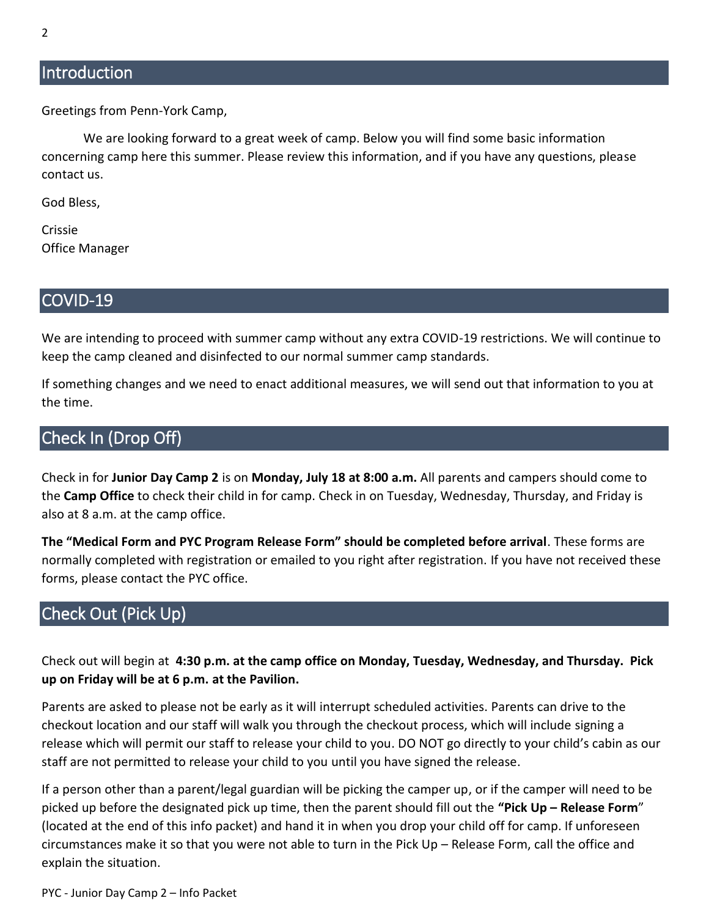## Introduction

Greetings from Penn-York Camp,

We are looking forward to a great week of camp. Below you will find some basic information concerning camp here this summer. Please review this information, and if you have any questions, please contact us.

God Bless,

Crissie
Office Manager

## COVID-19

We are intending to proceed with summer camp without any extra COVID-19 restrictions. We will continue to keep the camp cleaned and disinfected to our normal summer camp standards.

If something changes and we need to enact additional measures, we will send out that information to you at the time.

## Check In (Drop Off)

Check in for **Junior Day Camp 2** is on **Monday, July 18 at 8:00 a.m.** All parents and campers should come to the **Camp Office** to check their child in for camp. Check in on Tuesday, Wednesday, Thursday, and Friday is also at 8 a.m. at the camp office.

**The "Medical Form and PYC Program Release Form" should be completed before arrival**. These forms are normally completed with registration or emailed to you right after registration. If you have not received these forms, please contact the PYC office.

## Check Out (Pick Up)

Check out will begin at **4:30 p.m. at the camp office on Monday, Tuesday, Wednesday, and Thursday. Pick up on Friday will be at 6 p.m. at the Pavilion.**

Parents are asked to please not be early as it will interrupt scheduled activities. Parents can drive to the checkout location and our staff will walk you through the checkout process, which will include signing a release which will permit our staff to release your child to you. DO NOT go directly to your child's cabin as our staff are not permitted to release your child to you until you have signed the release.

If a person other than a parent/legal guardian will be picking the camper up, or if the camper will need to be picked up before the designated pick up time, then the parent should fill out the **"Pick Up – Release Form"** (located at the end of this info packet) and hand it in when you drop your child off for camp. If unforeseen circumstances make it so that you were not able to turn in the Pick Up – Release Form, call the office and explain the situation.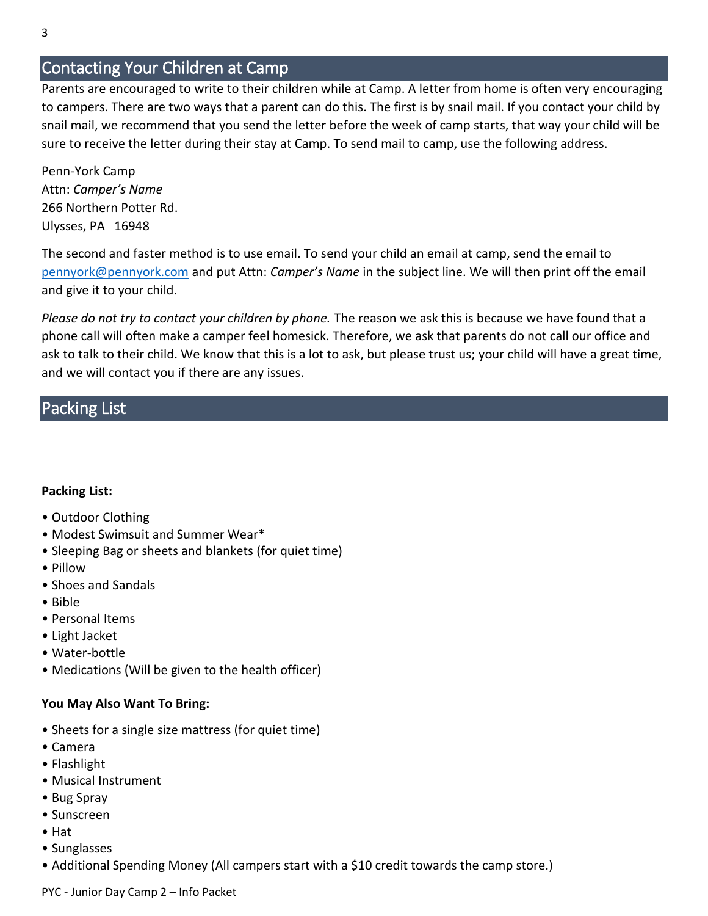## Contacting Your Children at Camp

Parents are encouraged to write to their children while at Camp. A letter from home is often very encouraging to campers. There are two ways that a parent can do this. The first is by snail mail. If you contact your child by snail mail, we recommend that you send the letter before the week of camp starts, that way your child will be sure to receive the letter during their stay at Camp. To send mail to camp, use the following address.

Penn-York Camp
Attn: *Camper's Name*
266 Northern Potter Rd.
Ulysses, PA 16948

The second and faster method is to use email. To send your child an email at camp, send the email to pennyork@pennyork.com and put Attn: *Camper's Name* in the subject line. We will then print off the email and give it to your child.

*Please do not try to contact your children by phone.* The reason we ask this is because we have found that a phone call will often make a camper feel homesick. Therefore, we ask that parents do not call our office and ask to talk to their child. We know that this is a lot to ask, but please trust us; your child will have a great time, and we will contact you if there are any issues.

## Packing List

**Packing List:**

- Outdoor Clothing
- Modest Swimsuit and Summer Wear*
- Sleeping Bag or sheets and blankets (for quiet time)
- Pillow
- Shoes and Sandals
- Bible
- Personal Items
- Light Jacket
- Water-bottle
- Medications (Will be given to the health officer)

**You May Also Want To Bring:**

- Sheets for a single size mattress (for quiet time)
- Camera
- Flashlight
- Musical Instrument
- Bug Spray
- Sunscreen
- Hat
- Sunglasses
- Additional Spending Money (All campers start with a $10 credit towards the camp store.)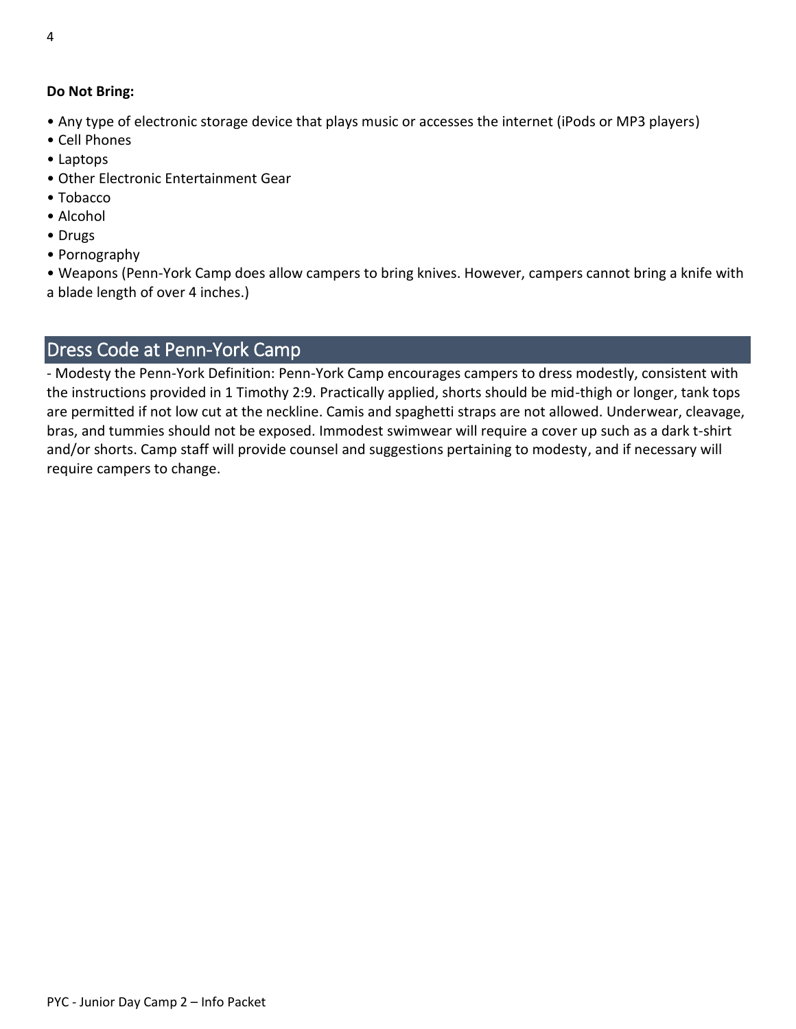**Do Not Bring:**

- Any type of electronic storage device that plays music or accesses the internet (iPods or MP3 players)
- Cell Phones
- Laptops
- Other Electronic Entertainment Gear
- Tobacco
- Alcohol
- Drugs
- Pornography
- Weapons (Penn-York Camp does allow campers to bring knives. However, campers cannot bring a knife with a blade length of over 4 inches.)

## Dress Code at Penn-York Camp

- Modesty the Penn-York Definition: Penn-York Camp encourages campers to dress modestly, consistent with the instructions provided in 1 Timothy 2:9. Practically applied, shorts should be mid-thigh or longer, tank tops are permitted if not low cut at the neckline. Camis and spaghetti straps are not allowed. Underwear, cleavage, bras, and tummies should not be exposed. Immodest swimwear will require a cover up such as a dark t-shirt and/or shorts. Camp staff will provide counsel and suggestions pertaining to modesty, and if necessary will require campers to change.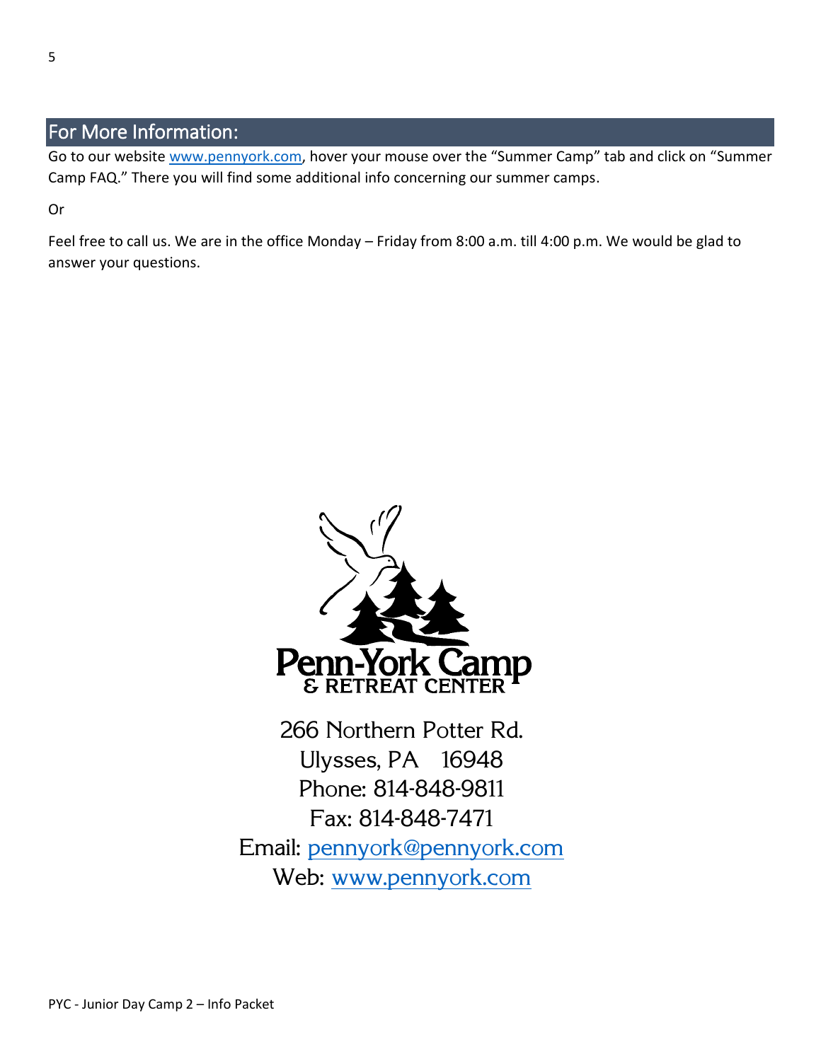## For More Information:

Go to our website www.pennyork.com, hover your mouse over the "Summer Camp" tab and click on "Summer Camp FAQ." There you will find some additional info concerning our summer camps.

Or

Feel free to call us. We are in the office Monday – Friday from 8:00 a.m. till 4:00 p.m. We would be glad to answer your questions.

Penn-York Camp
& RETREAT CENTER

266 Northern Potter Rd.
Ulysses, PA 16948
Phone: 814-848-9811
Fax: 814-848-7471
Email: pennyork@pennyork.com
Web: www.pennyork.com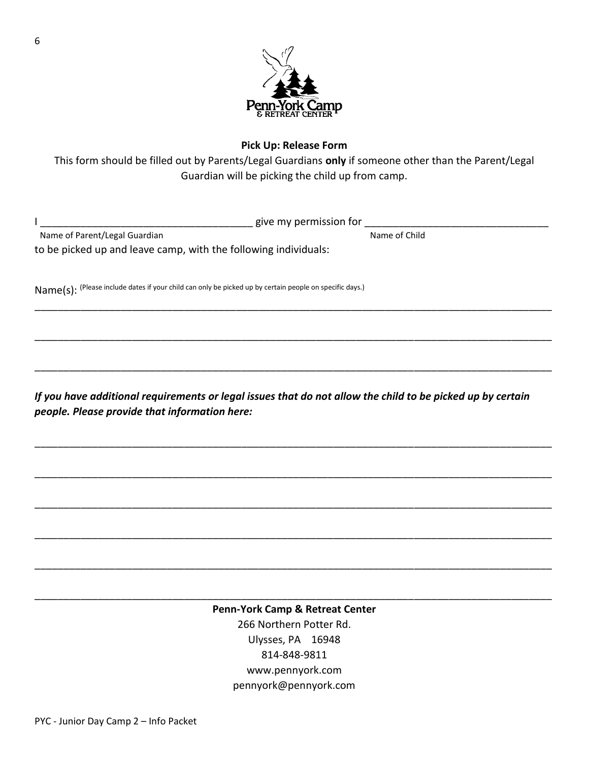Penn-York Camp
& RETREAT CENTER

**Pick Up: Release Form**

This form should be filled out by Parents/Legal Guardians **only** if someone other than the Parent/Legal Guardian will be picking the child up from camp.

I ____________________________________ give my permission for ________________________________
Name of Parent/Legal Guardian                                                     Name of Child

to be picked up and leave camp, with the following individuals:

Name(s): (Please include dates if your child can only be picked up by certain people on specific days.)

__________________________________________________________________________________________

__________________________________________________________________________________________

__________________________________________________________________________________________

***If you have additional requirements or legal issues that do not allow the child to be picked up by certain people. Please provide that information here:***

__________________________________________________________________________________________

__________________________________________________________________________________________

__________________________________________________________________________________________

__________________________________________________________________________________________

__________________________________________________________________________________________

__________________________________________________________________________________________

**Penn-York Camp & Retreat Center**
266 Northern Potter Rd.
Ulysses, PA 16948
814-848-9811
www.pennyork.com
pennyork@pennyork.com

PYC - Junior Day Camp 2 – Info Packet